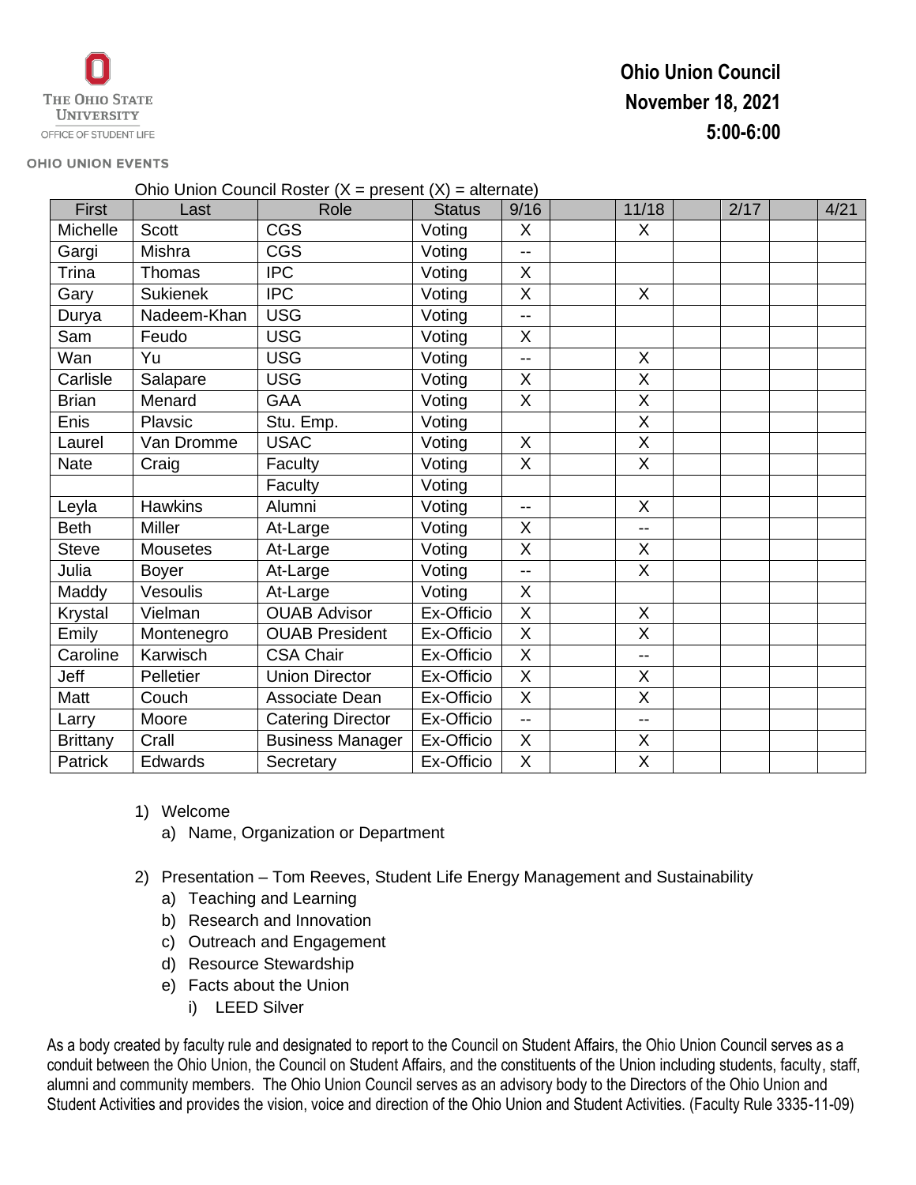The Ohio State University
Office of Student Life

**OHIO UNION EVENTS**

# Ohio Union Council
## November 18, 2021
## 5:00-6:00

Ohio Union Council Roster (X = present (X) = alternate)

| First | Last | Role | Status | 9/16 | | 11/18 | | 2/17 | | 4/21 |
|---|---|---|---|---|---|---|---|---|---|---|
| Michelle | Scott | CGS | Voting | X | | X | | | | |
| Gargi | Mishra | CGS | Voting | -- | | | | | | |
| Trina | Thomas | IPC | Voting | X | | | | | | |
| Gary | Sukienek | IPC | Voting | X | | X | | | | |
| Durya | Nadeem-Khan | USG | Voting | -- | | | | | | |
| Sam | Feudo | USG | Voting | X | | | | | | |
| Wan | Yu | USG | Voting | -- | | X | | | | |
| Carlisle | Salapare | USG | Voting | X | | X | | | | |
| Brian | Menard | GAA | Voting | X | | X | | | | |
| Enis | Plavsic | Stu. Emp. | Voting | | | X | | | | |
| Laurel | Van Dromme | USAC | Voting | X | | X | | | | |
| Nate | Craig | Faculty | Voting | X | | X | | | | |
| | | Faculty | Voting | | | | | | | |
| Leyla | Hawkins | Alumni | Voting | -- | | X | | | | |
| Beth | Miller | At-Large | Voting | X | | -- | | | | |
| Steve | Mousetes | At-Large | Voting | X | | X | | | | |
| Julia | Boyer | At-Large | Voting | -- | | X | | | | |
| Maddy | Vesoulis | At-Large | Voting | X | | | | | | |
| Krystal | Vielman | OUAB Advisor | Ex-Officio | X | | X | | | | |
| Emily | Montenegro | OUAB President | Ex-Officio | X | | X | | | | |
| Caroline | Karwisch | CSA Chair | Ex-Officio | X | | -- | | | | |
| Jeff | Pelletier | Union Director | Ex-Officio | X | | X | | | | |
| Matt | Couch | Associate Dean | Ex-Officio | X | | X | | | | |
| Larry | Moore | Catering Director | Ex-Officio | -- | | -- | | | | |
| Brittany | Crall | Business Manager | Ex-Officio | X | | X | | | | |
| Patrick | Edwards | Secretary | Ex-Officio | X | | X | | | | |

1) Welcome
   a) Name, Organization or Department

2) Presentation – Tom Reeves, Student Life Energy Management and Sustainability
   a) Teaching and Learning
   b) Research and Innovation
   c) Outreach and Engagement
   d) Resource Stewardship
   e) Facts about the Union
      i) LEED Silver

As a body created by faculty rule and designated to report to the Council on Student Affairs, the Ohio Union Council serves as a conduit between the Ohio Union, the Council on Student Affairs, and the constituents of the Union including students, faculty, staff, alumni and community members. The Ohio Union Council serves as an advisory body to the Directors of the Ohio Union and Student Activities and provides the vision, voice and direction of the Ohio Union and Student Activities. (Faculty Rule 3335-11-09)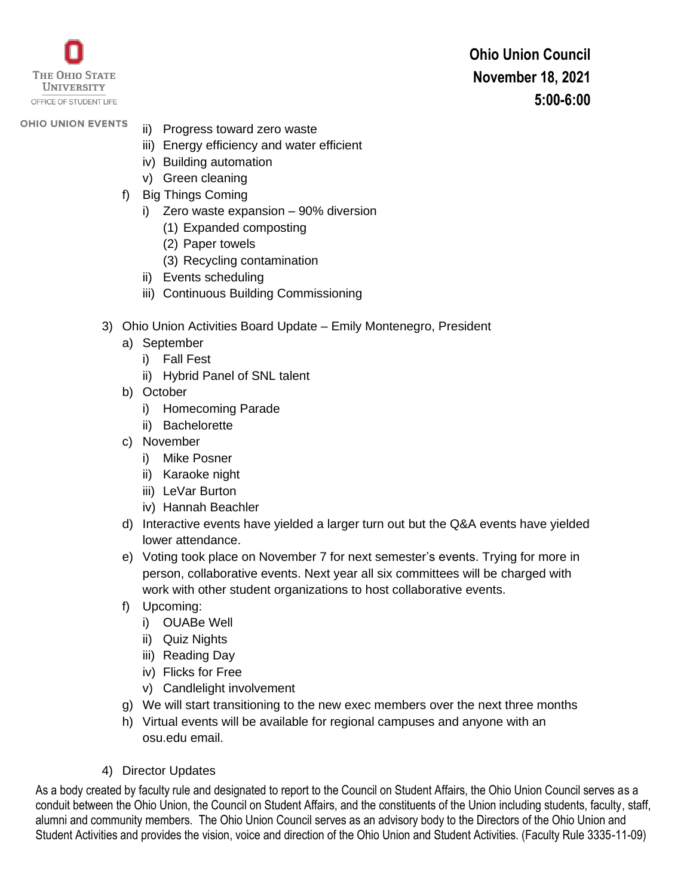ii) Progress toward zero waste
   iii) Energy efficiency and water efficient
   iv) Building automation
   v) Green cleaning

f) Big Things Coming
   i) Zero waste expansion – 90% diversion
      (1) Expanded composting
      (2) Paper towels
      (3) Recycling contamination
   ii) Events scheduling
   iii) Continuous Building Commissioning

3) Ohio Union Activities Board Update – Emily Montenegro, President
   a) September
      i) Fall Fest
      ii) Hybrid Panel of SNL talent
   b) October
      i) Homecoming Parade
      ii) Bachelorette
   c) November
      i) Mike Posner
      ii) Karaoke night
      iii) LeVar Burton
      iv) Hannah Beachler
   d) Interactive events have yielded a larger turn out but the Q&A events have yielded lower attendance.
   e) Voting took place on November 7 for next semester's events. Trying for more in person, collaborative events. Next year all six committees will be charged with work with other student organizations to host collaborative events.
   f) Upcoming:
      i) OUABe Well
      ii) Quiz Nights
      iii) Reading Day
      iv) Flicks for Free
      v) Candlelight involvement
   g) We will start transitioning to the new exec members over the next three months
   h) Virtual events will be available for regional campuses and anyone with an osu.edu email.

4) Director Updates

As a body created by faculty rule and designated to report to the Council on Student Affairs, the Ohio Union Council serves as a conduit between the Ohio Union, the Council on Student Affairs, and the constituents of the Union including students, faculty, staff, alumni and community members. The Ohio Union Council serves as an advisory body to the Directors of the Ohio Union and Student Activities and provides the vision, voice and direction of the Ohio Union and Student Activities. (Faculty Rule 3335-11-09)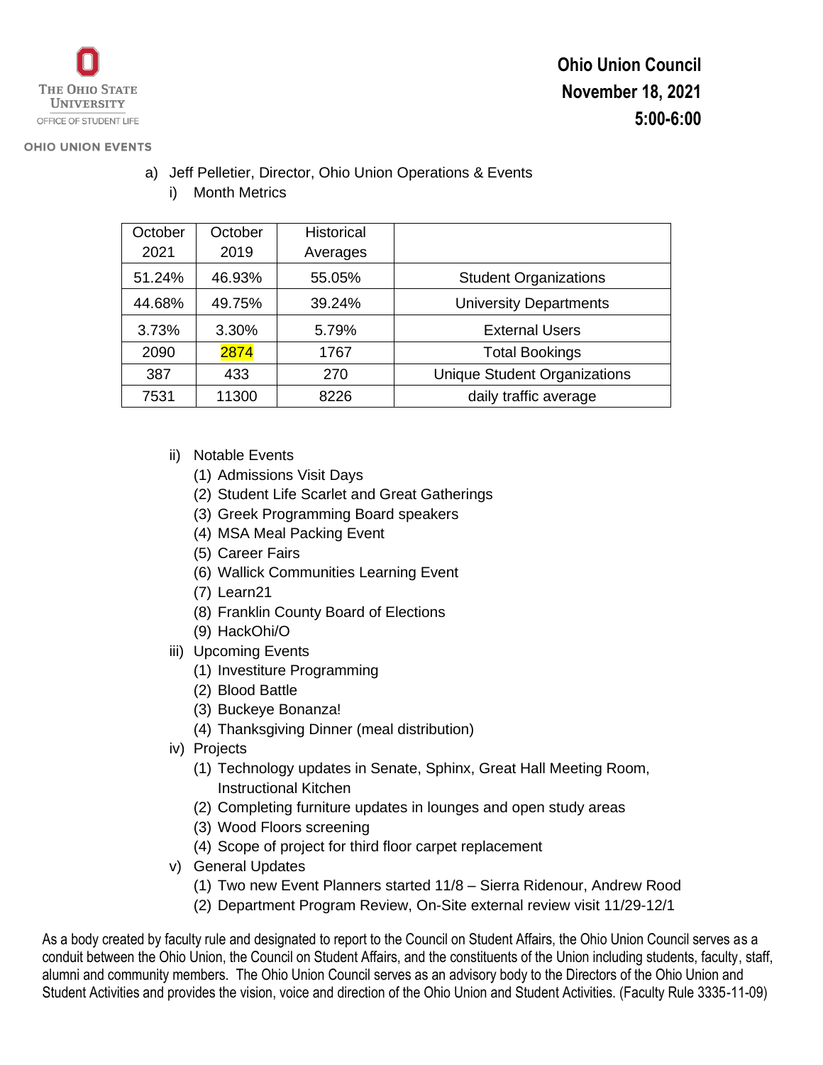THE OHIO STATE UNIVERSITY
OFFICE OF STUDENT LIFE

OHIO UNION EVENTS

**Ohio Union Council**
**November 18, 2021**
**5:00-6:00**

a) Jeff Pelletier, Director, Ohio Union Operations & Events
   i) Month Metrics

| October 2021 | October 2019 | Historical Averages | |
|---|---|---|---|
| 51.24% | 46.93% | 55.05% | Student Organizations |
| 44.68% | 49.75% | 39.24% | University Departments |
| 3.73% | 3.30% | 5.79% | External Users |
| 2090 | 2874 | 1767 | Total Bookings |
| 387 | 433 | 270 | Unique Student Organizations |
| 7531 | 11300 | 8226 | daily traffic average |

   ii) Notable Events
      (1) Admissions Visit Days
      (2) Student Life Scarlet and Great Gatherings
      (3) Greek Programming Board speakers
      (4) MSA Meal Packing Event
      (5) Career Fairs
      (6) Wallick Communities Learning Event
      (7) Learn21
      (8) Franklin County Board of Elections
      (9) HackOhi/O
   iii) Upcoming Events
      (1) Investiture Programming
      (2) Blood Battle
      (3) Buckeye Bonanza!
      (4) Thanksgiving Dinner (meal distribution)
   iv) Projects
      (1) Technology updates in Senate, Sphinx, Great Hall Meeting Room, Instructional Kitchen
      (2) Completing furniture updates in lounges and open study areas
      (3) Wood Floors screening
      (4) Scope of project for third floor carpet replacement
   v) General Updates
      (1) Two new Event Planners started 11/8 – Sierra Ridenour, Andrew Rood
      (2) Department Program Review, On-Site external review visit 11/29-12/1

As a body created by faculty rule and designated to report to the Council on Student Affairs, the Ohio Union Council serves as a conduit between the Ohio Union, the Council on Student Affairs, and the constituents of the Union including students, faculty, staff, alumni and community members. The Ohio Union Council serves as an advisory body to the Directors of the Ohio Union and Student Activities and provides the vision, voice and direction of the Ohio Union and Student Activities. (Faculty Rule 3335-11-09)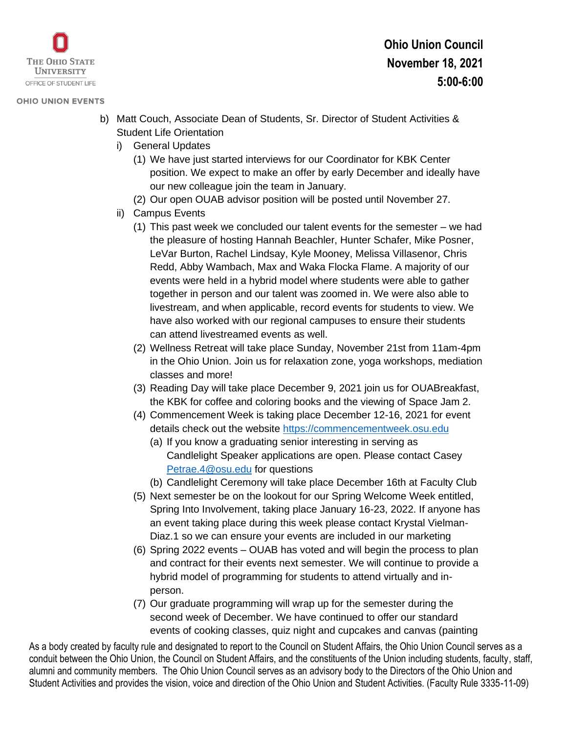b) Matt Couch, Associate Dean of Students, Sr. Director of Student Activities & Student Life Orientation
   i) General Updates
      (1) We have just started interviews for our Coordinator for KBK Center position. We expect to make an offer by early December and ideally have our new colleague join the team in January.
      (2) Our open OUAB advisor position will be posted until November 27.
   ii) Campus Events
      (1) This past week we concluded our talent events for the semester – we had the pleasure of hosting Hannah Beachler, Hunter Schafer, Mike Posner, LeVar Burton, Rachel Lindsay, Kyle Mooney, Melissa Villasenor, Chris Redd, Abby Wambach, Max and Waka Flocka Flame. A majority of our events were held in a hybrid model where students were able to gather together in person and our talent was zoomed in. We were also able to livestream, and when applicable, record events for students to view. We have also worked with our regional campuses to ensure their students can attend livestreamed events as well.
      (2) Wellness Retreat will take place Sunday, November 21st from 11am-4pm in the Ohio Union. Join us for relaxation zone, yoga workshops, mediation classes and more!
      (3) Reading Day will take place December 9, 2021 join us for OUABreakfast, the KBK for coffee and coloring books and the viewing of Space Jam 2.
      (4) Commencement Week is taking place December 12-16, 2021 for event details check out the website [https://commencementweek.osu.edu](https://commencementweek.osu.edu)
         (a) If you know a graduating senior interesting in serving as Candlelight Speaker applications are open. Please contact Casey [Petrae.4@osu.edu](mailto:Petrae.4@osu.edu) for questions
         (b) Candlelight Ceremony will take place December 16th at Faculty Club
      (5) Next semester be on the lookout for our Spring Welcome Week entitled, Spring Into Involvement, taking place January 16-23, 2022. If anyone has an event taking place during this week please contact Krystal Vielman-Diaz.1 so we can ensure your events are included in our marketing
      (6) Spring 2022 events – OUAB has voted and will begin the process to plan and contract for their events next semester. We will continue to provide a hybrid model of programming for students to attend virtually and in-person.
      (7) Our graduate programming will wrap up for the semester during the second week of December. We have continued to offer our standard events of cooking classes, quiz night and cupcakes and canvas (painting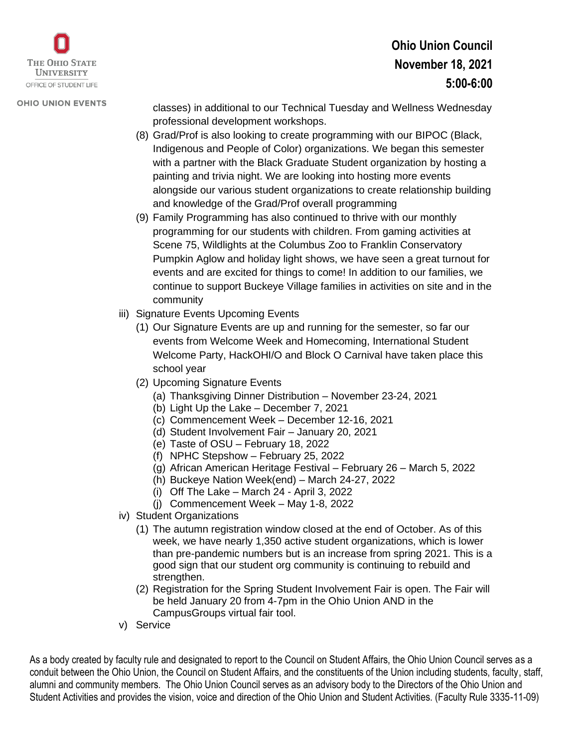classes) in additional to our Technical Tuesday and Wellness Wednesday professional development workshops.

(8) Grad/Prof is also looking to create programming with our BIPOC (Black, Indigenous and People of Color) organizations. We began this semester with a partner with the Black Graduate Student organization by hosting a painting and trivia night. We are looking into hosting more events alongside our various student organizations to create relationship building and knowledge of the Grad/Prof overall programming

(9) Family Programming has also continued to thrive with our monthly programming for our students with children. From gaming activities at Scene 75, Wildlights at the Columbus Zoo to Franklin Conservatory Pumpkin Aglow and holiday light shows, we have seen a great turnout for events and are excited for things to come! In addition to our families, we continue to support Buckeye Village families in activities on site and in the community

iii) Signature Events Upcoming Events

(1) Our Signature Events are up and running for the semester, so far our events from Welcome Week and Homecoming, International Student Welcome Party, HackOHI/O and Block O Carnival have taken place this school year

(2) Upcoming Signature Events

(a) Thanksgiving Dinner Distribution – November 23-24, 2021
(b) Light Up the Lake – December 7, 2021
(c) Commencement Week – December 12-16, 2021
(d) Student Involvement Fair – January 20, 2021
(e) Taste of OSU – February 18, 2022
(f) NPHC Stepshow – February 25, 2022
(g) African American Heritage Festival – February 26 – March 5, 2022
(h) Buckeye Nation Week(end) – March 24-27, 2022
(i) Off The Lake – March 24 - April 3, 2022
(j) Commencement Week – May 1-8, 2022

iv) Student Organizations

(1) The autumn registration window closed at the end of October. As of this week, we have nearly 1,350 active student organizations, which is lower than pre-pandemic numbers but is an increase from spring 2021. This is a good sign that our student org community is continuing to rebuild and strengthen.

(2) Registration for the Spring Student Involvement Fair is open. The Fair will be held January 20 from 4-7pm in the Ohio Union AND in the CampusGroups virtual fair tool.

v) Service

As a body created by faculty rule and designated to report to the Council on Student Affairs, the Ohio Union Council serves as a conduit between the Ohio Union, the Council on Student Affairs, and the constituents of the Union including students, faculty, staff, alumni and community members. The Ohio Union Council serves as an advisory body to the Directors of the Ohio Union and Student Activities and provides the vision, voice and direction of the Ohio Union and Student Activities. (Faculty Rule 3335-11-09)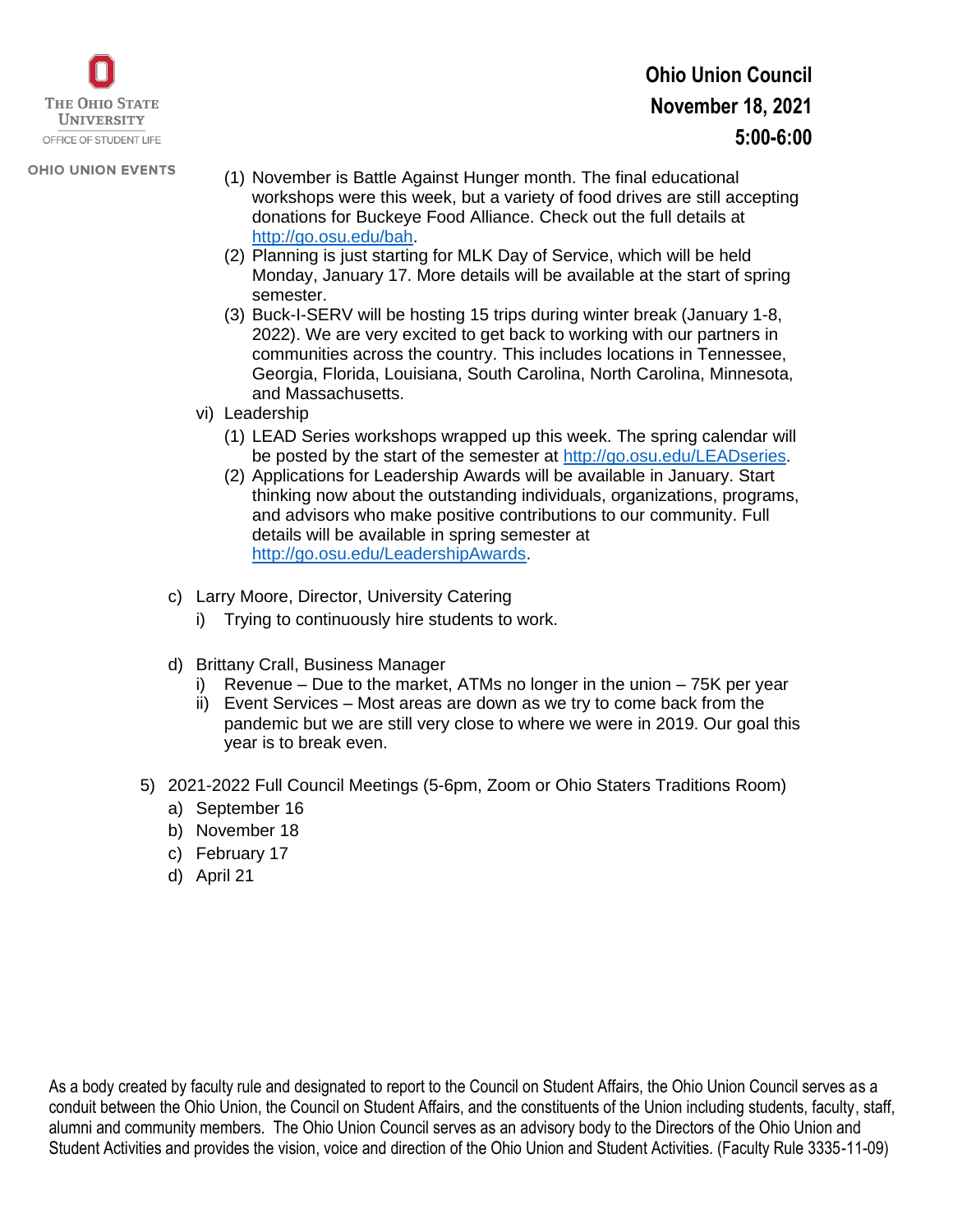(1) November is Battle Against Hunger month. The final educational workshops were this week, but a variety of food drives are still accepting donations for Buckeye Food Alliance. Check out the full details at http://go.osu.edu/bah.
(2) Planning is just starting for MLK Day of Service, which will be held Monday, January 17. More details will be available at the start of spring semester.
(3) Buck-I-SERV will be hosting 15 trips during winter break (January 1-8, 2022). We are very excited to get back to working with our partners in communities across the country. This includes locations in Tennessee, Georgia, Florida, Louisiana, South Carolina, North Carolina, Minnesota, and Massachusetts.

vi) Leadership

(1) LEAD Series workshops wrapped up this week. The spring calendar will be posted by the start of the semester at http://go.osu.edu/LEADseries.
(2) Applications for Leadership Awards will be available in January. Start thinking now about the outstanding individuals, organizations, programs, and advisors who make positive contributions to our community. Full details will be available in spring semester at http://go.osu.edu/LeadershipAwards.

c) Larry Moore, Director, University Catering

i) Trying to continuously hire students to work.

d) Brittany Crall, Business Manager

i) Revenue – Due to the market, ATMs no longer in the union – 75K per year
ii) Event Services – Most areas are down as we try to come back from the pandemic but we are still very close to where we were in 2019. Our goal this year is to break even.

5) 2021-2022 Full Council Meetings (5-6pm, Zoom or Ohio Staters Traditions Room)

a) September 16
b) November 18
c) February 17
d) April 21

As a body created by faculty rule and designated to report to the Council on Student Affairs, the Ohio Union Council serves as a conduit between the Ohio Union, the Council on Student Affairs, and the constituents of the Union including students, faculty, staff, alumni and community members. The Ohio Union Council serves as an advisory body to the Directors of the Ohio Union and Student Activities and provides the vision, voice and direction of the Ohio Union and Student Activities. (Faculty Rule 3335-11-09)